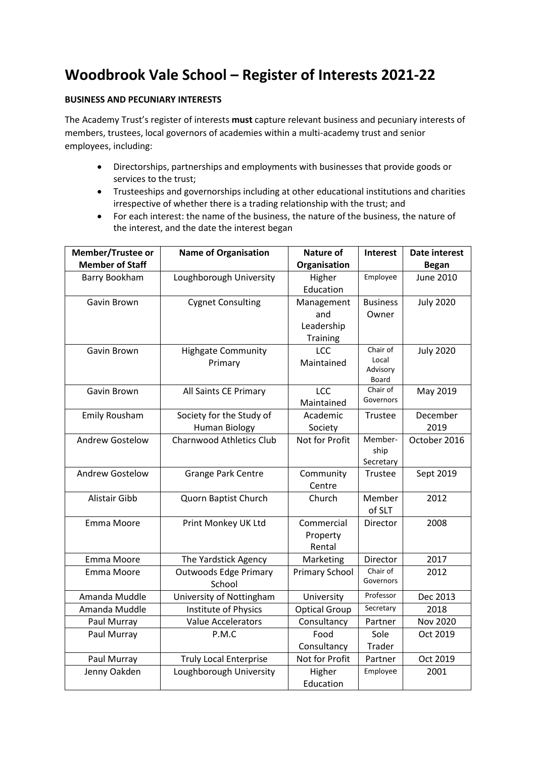# Woodbrook Vale School – Register of Interests 2021-22

**BUSINESS AND PECUNIARY INTERESTS**

The Academy Trust's register of interests **must** capture relevant business and pecuniary interests of members, trustees, local governors of academies within a multi-academy trust and senior employees, including:

- Directorships, partnerships and employments with businesses that provide goods or services to the trust;
- Trusteeships and governorships including at other educational institutions and charities irrespective of whether there is a trading relationship with the trust; and
- For each interest: the name of the business, the nature of the business, the nature of the interest, and the date the interest began

| Member/Trustee or Member of Staff | Name of Organisation | Nature of Organisation | Interest | Date interest Began |
|---|---|---|---|---|
| Barry Bookham | Loughborough University | Higher Education | Employee | June 2010 |
| Gavin Brown | Cygnet Consulting | Management and Leadership Training | Business Owner | July 2020 |
| Gavin Brown | Highgate Community Primary | LCC Maintained | Chair of Local Advisory Board | July 2020 |
| Gavin Brown | All Saints CE Primary | LCC Maintained | Chair of Governors | May 2019 |
| Emily Rousham | Society for the Study of Human Biology | Academic Society | Trustee | December 2019 |
| Andrew Gostelow | Charnwood Athletics Club | Not for Profit | Membership Secretary | October 2016 |
| Andrew Gostelow | Grange Park Centre | Community Centre | Trustee | Sept 2019 |
| Alistair Gibb | Quorn Baptist Church | Church | Member of SLT | 2012 |
| Emma Moore | Print Monkey UK Ltd | Commercial Property Rental | Director | 2008 |
| Emma Moore | The Yardstick Agency | Marketing | Director | 2017 |
| Emma Moore | Outwoods Edge Primary School | Primary School | Chair of Governors | 2012 |
| Amanda Muddle | University of Nottingham | University | Professor | Dec 2013 |
| Amanda Muddle | Institute of Physics | Optical Group | Secretary | 2018 |
| Paul Murray | Value Accelerators | Consultancy | Partner | Nov 2020 |
| Paul Murray | P.M.C | Food Consultancy | Sole Trader | Oct 2019 |
| Paul Murray | Truly Local Enterprise | Not for Profit | Partner | Oct 2019 |
| Jenny Oakden | Loughborough University | Higher Education | Employee | 2001 |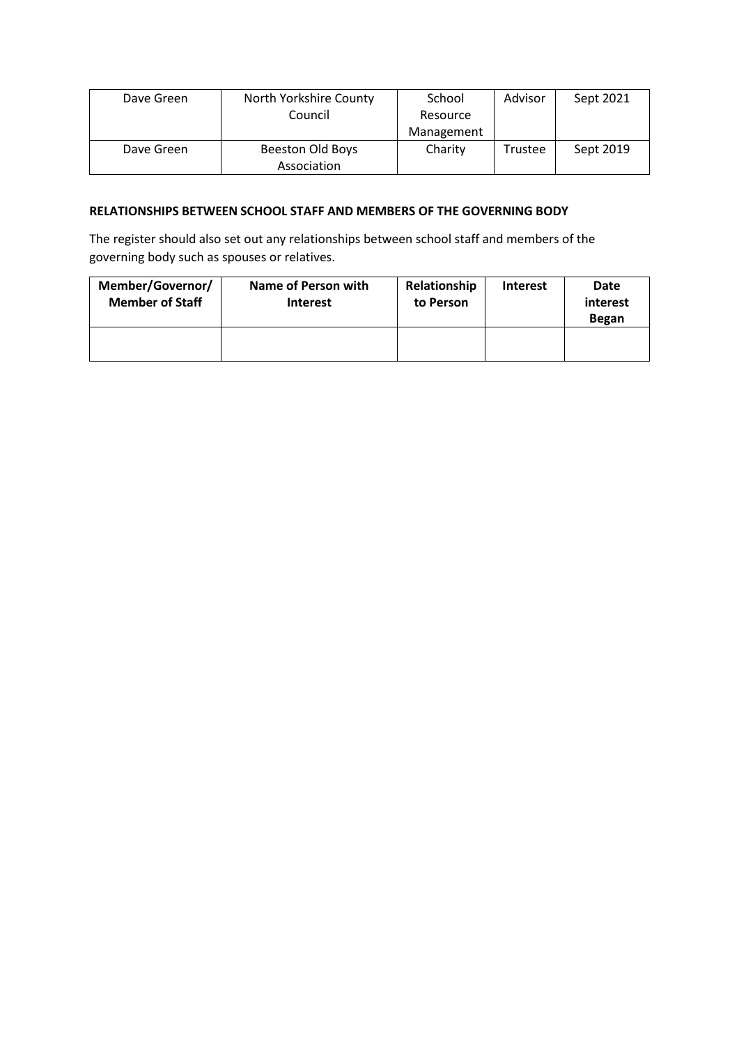| | | | | |
|---|---|---|---|---|
| Dave Green | North Yorkshire County Council | School Resource Management | Advisor | Sept 2021 |
| Dave Green | Beeston Old Boys Association | Charity | Trustee | Sept 2019 |

**RELATIONSHIPS BETWEEN SCHOOL STAFF AND MEMBERS OF THE GOVERNING BODY**

The register should also set out any relationships between school staff and members of the governing body such as spouses or relatives.

| Member/Governor/ Member of Staff | Name of Person with Interest | Relationship to Person | Interest | Date interest Began |
|---|---|---|---|---|
| | | | | |